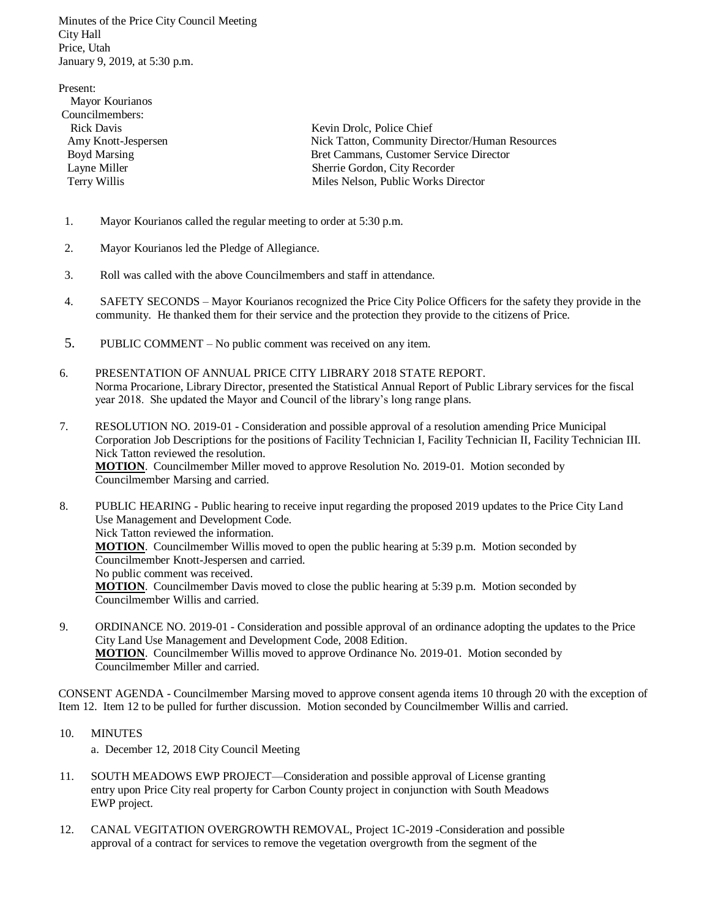Minutes of the Price City Council Meeting
City Hall
Price, Utah
January 9, 2019, at 5:30 p.m.

Present:
Mayor Kourianos
Councilmembers:

| | |
|---|---|
| Rick Davis | Kevin Drolc, Police Chief |
| Amy Knott-Jespersen | Nick Tatton, Community Director/Human Resources |
| Boyd Marsing | Bret Cammans, Customer Service Director |
| Layne Miller | Sherrie Gordon, City Recorder |
| Terry Willis | Miles Nelson, Public Works Director |

1. Mayor Kourianos called the regular meeting to order at 5:30 p.m.

2. Mayor Kourianos led the Pledge of Allegiance.

3. Roll was called with the above Councilmembers and staff in attendance.

4. SAFETY SECONDS – Mayor Kourianos recognized the Price City Police Officers for the safety they provide in the community. He thanked them for their service and the protection they provide to the citizens of Price.

5. PUBLIC COMMENT – No public comment was received on any item.

6. PRESENTATION OF ANNUAL PRICE CITY LIBRARY 2018 STATE REPORT.
Norma Procarione, Library Director, presented the Statistical Annual Report of Public Library services for the fiscal year 2018. She updated the Mayor and Council of the library's long range plans.

7. RESOLUTION NO. 2019-01 - Consideration and possible approval of a resolution amending Price Municipal Corporation Job Descriptions for the positions of Facility Technician I, Facility Technician II, Facility Technician III.
Nick Tatton reviewed the resolution.
**MOTION**. Councilmember Miller moved to approve Resolution No. 2019-01. Motion seconded by Councilmember Marsing and carried.

8. PUBLIC HEARING - Public hearing to receive input regarding the proposed 2019 updates to the Price City Land Use Management and Development Code.
Nick Tatton reviewed the information.
**MOTION**. Councilmember Willis moved to open the public hearing at 5:39 p.m. Motion seconded by Councilmember Knott-Jespersen and carried.
No public comment was received.
**MOTION**. Councilmember Davis moved to close the public hearing at 5:39 p.m. Motion seconded by Councilmember Willis and carried.

9. ORDINANCE NO. 2019-01 - Consideration and possible approval of an ordinance adopting the updates to the Price City Land Use Management and Development Code, 2008 Edition.
**MOTION**. Councilmember Willis moved to approve Ordinance No. 2019-01. Motion seconded by Councilmember Miller and carried.

CONSENT AGENDA - Councilmember Marsing moved to approve consent agenda items 10 through 20 with the exception of Item 12. Item 12 to be pulled for further discussion. Motion seconded by Councilmember Willis and carried.

10. MINUTES
    a. December 12, 2018 City Council Meeting

11. SOUTH MEADOWS EWP PROJECT—Consideration and possible approval of License granting entry upon Price City real property for Carbon County project in conjunction with South Meadows EWP project.

12. CANAL VEGITATION OVERGROWTH REMOVAL, Project 1C-2019 -Consideration and possible approval of a contract for services to remove the vegetation overgrowth from the segment of the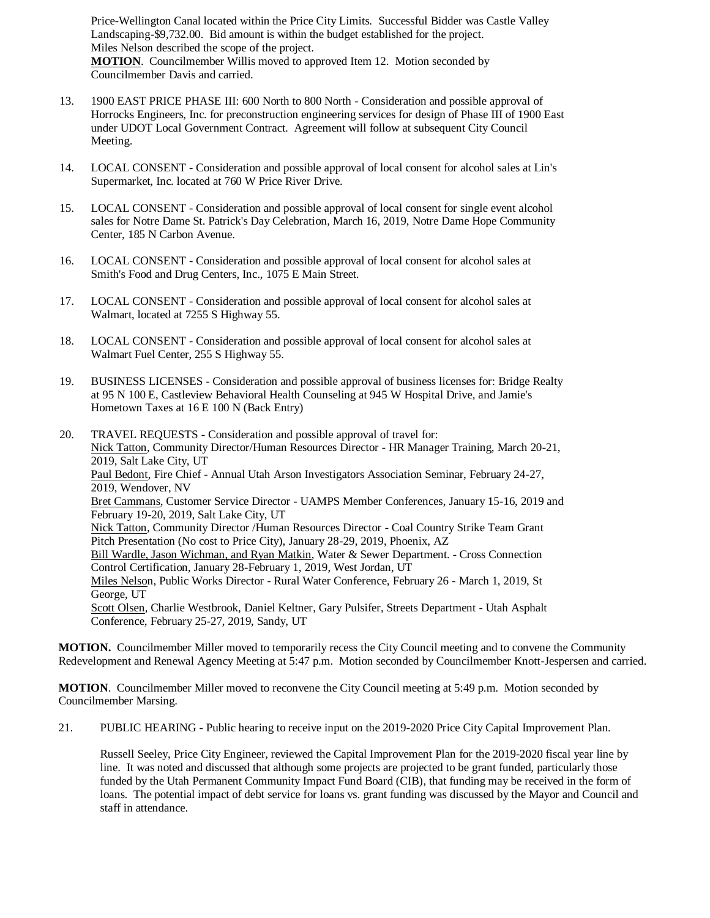Price-Wellington Canal located within the Price City Limits. Successful Bidder was Castle Valley Landscaping-$9,732.00. Bid amount is within the budget established for the project. Miles Nelson described the scope of the project.
**MOTION**. Councilmember Willis moved to approved Item 12. Motion seconded by Councilmember Davis and carried.

13. 1900 EAST PRICE PHASE III: 600 North to 800 North - Consideration and possible approval of Horrocks Engineers, Inc. for preconstruction engineering services for design of Phase III of 1900 East under UDOT Local Government Contract. Agreement will follow at subsequent City Council Meeting.

14. LOCAL CONSENT - Consideration and possible approval of local consent for alcohol sales at Lin's Supermarket, Inc. located at 760 W Price River Drive.

15. LOCAL CONSENT - Consideration and possible approval of local consent for single event alcohol sales for Notre Dame St. Patrick's Day Celebration, March 16, 2019, Notre Dame Hope Community Center, 185 N Carbon Avenue.

16. LOCAL CONSENT - Consideration and possible approval of local consent for alcohol sales at Smith's Food and Drug Centers, Inc., 1075 E Main Street.

17. LOCAL CONSENT - Consideration and possible approval of local consent for alcohol sales at Walmart, located at 7255 S Highway 55.

18. LOCAL CONSENT - Consideration and possible approval of local consent for alcohol sales at Walmart Fuel Center, 255 S Highway 55.

19. BUSINESS LICENSES - Consideration and possible approval of business licenses for: Bridge Realty at 95 N 100 E, Castleview Behavioral Health Counseling at 945 W Hospital Drive, and Jamie's Hometown Taxes at 16 E 100 N (Back Entry)

20. TRAVEL REQUESTS - Consideration and possible approval of travel for:
Nick Tatton, Community Director/Human Resources Director - HR Manager Training, March 20-21, 2019, Salt Lake City, UT
Paul Bedont, Fire Chief - Annual Utah Arson Investigators Association Seminar, February 24-27, 2019, Wendover, NV
Bret Cammans, Customer Service Director - UAMPS Member Conferences, January 15-16, 2019 and February 19-20, 2019, Salt Lake City, UT
Nick Tatton, Community Director /Human Resources Director - Coal Country Strike Team Grant Pitch Presentation (No cost to Price City), January 28-29, 2019, Phoenix, AZ
Bill Wardle, Jason Wichman, and Ryan Matkin, Water & Sewer Department. - Cross Connection Control Certification, January 28-February 1, 2019, West Jordan, UT
Miles Nelson, Public Works Director - Rural Water Conference, February 26 - March 1, 2019, St George, UT
Scott Olsen, Charlie Westbrook, Daniel Keltner, Gary Pulsifer, Streets Department - Utah Asphalt Conference, February 25-27, 2019, Sandy, UT

**MOTION.** Councilmember Miller moved to temporarily recess the City Council meeting and to convene the Community Redevelopment and Renewal Agency Meeting at 5:47 p.m. Motion seconded by Councilmember Knott-Jespersen and carried.

**MOTION**. Councilmember Miller moved to reconvene the City Council meeting at 5:49 p.m. Motion seconded by Councilmember Marsing.

21. PUBLIC HEARING - Public hearing to receive input on the 2019-2020 Price City Capital Improvement Plan.

Russell Seeley, Price City Engineer, reviewed the Capital Improvement Plan for the 2019-2020 fiscal year line by line. It was noted and discussed that although some projects are projected to be grant funded, particularly those funded by the Utah Permanent Community Impact Fund Board (CIB), that funding may be received in the form of loans. The potential impact of debt service for loans vs. grant funding was discussed by the Mayor and Council and staff in attendance.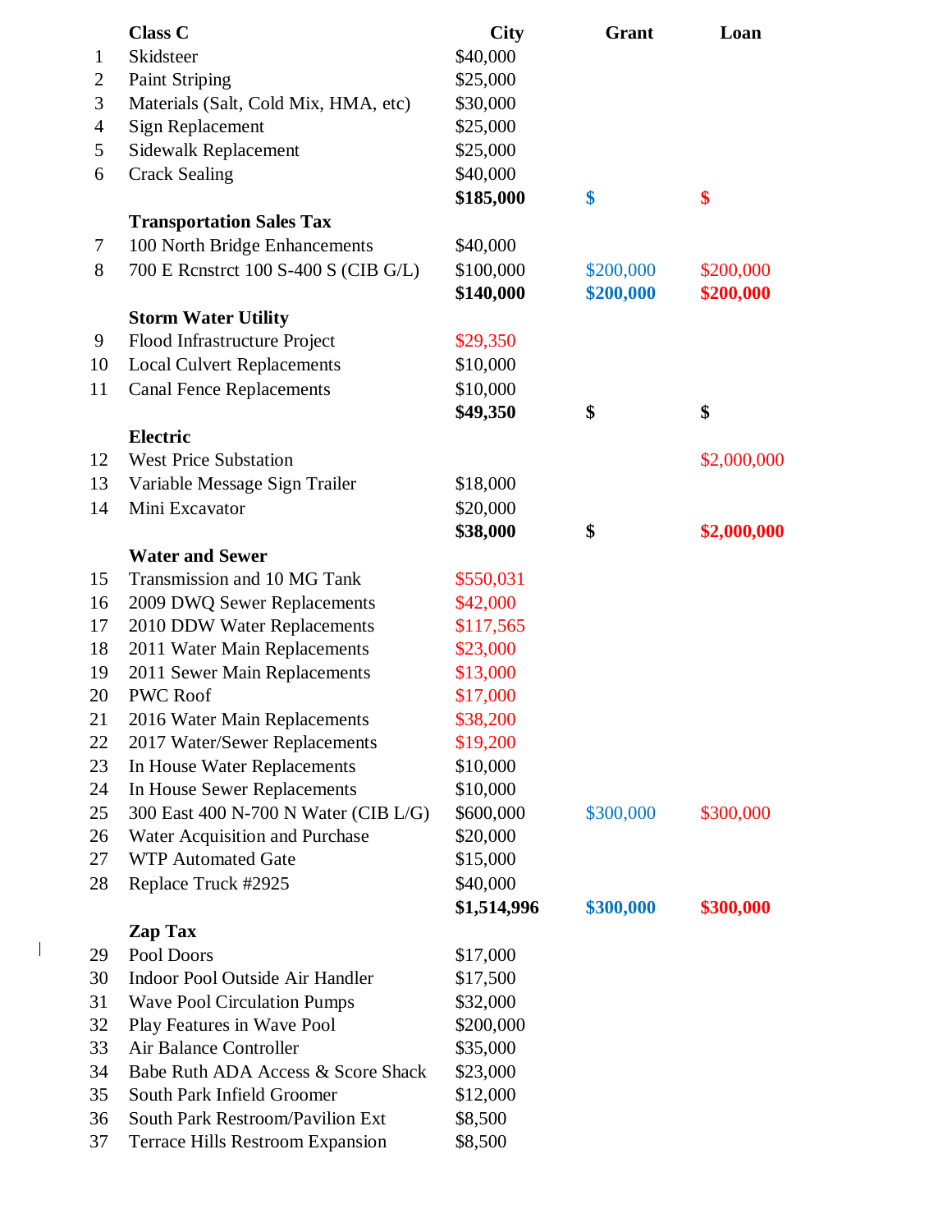| | Class C | City | Grant | Loan |
|---|---|---|---|---|
| 1 | Skidsteer | $40,000 | | |
| 2 | Paint Striping | $25,000 | | |
| 3 | Materials (Salt, Cold Mix, HMA, etc) | $30,000 | | |
| 4 | Sign Replacement | $25,000 | | |
| 5 | Sidewalk Replacement | $25,000 | | |
| 6 | Crack Sealing | $40,000 | | |
| | | **$185,000** | **$** | **$** |
| | **Transportation Sales Tax** | | | |
| 7 | 100 North Bridge Enhancements | $40,000 | | |
| 8 | 700 E Rcnstrct 100 S-400 S (CIB G/L) | $100,000 | $200,000 | $200,000 |
| | | **$140,000** | **$200,000** | **$200,000** |
| | **Storm Water Utility** | | | |
| 9 | Flood Infrastructure Project | $29,350 | | |
| 10 | Local Culvert Replacements | $10,000 | | |
| 11 | Canal Fence Replacements | $10,000 | | |
| | | **$49,350** | **$** | **$** |
| | **Electric** | | | |
| 12 | West Price Substation | | | $2,000,000 |
| 13 | Variable Message Sign Trailer | $18,000 | | |
| 14 | Mini Excavator | $20,000 | | |
| | | **$38,000** | **$** | **$2,000,000** |
| | **Water and Sewer** | | | |
| 15 | Transmission and 10 MG Tank | $550,031 | | |
| 16 | 2009 DWQ Sewer Replacements | $42,000 | | |
| 17 | 2010 DDW Water Replacements | $117,565 | | |
| 18 | 2011 Water Main Replacements | $23,000 | | |
| 19 | 2011 Sewer Main Replacements | $13,000 | | |
| 20 | PWC Roof | $17,000 | | |
| 21 | 2016 Water Main Replacements | $38,200 | | |
| 22 | 2017 Water/Sewer Replacements | $19,200 | | |
| 23 | In House Water Replacements | $10,000 | | |
| 24 | In House Sewer Replacements | $10,000 | | |
| 25 | 300 East 400 N-700 N Water (CIB L/G) | $600,000 | $300,000 | $300,000 |
| 26 | Water Acquisition and Purchase | $20,000 | | |
| 27 | WTP Automated Gate | $15,000 | | |
| 28 | Replace Truck #2925 | $40,000 | | |
| | | **$1,514,996** | **$300,000** | **$300,000** |
| | **Zap Tax** | | | |
| 29 | Pool Doors | $17,000 | | |
| 30 | Indoor Pool Outside Air Handler | $17,500 | | |
| 31 | Wave Pool Circulation Pumps | $32,000 | | |
| 32 | Play Features in Wave Pool | $200,000 | | |
| 33 | Air Balance Controller | $35,000 | | |
| 34 | Babe Ruth ADA Access & Score Shack | $23,000 | | |
| 35 | South Park Infield Groomer | $12,000 | | |
| 36 | South Park Restroom/Pavilion Ext | $8,500 | | |
| 37 | Terrace Hills Restroom Expansion | $8,500 | | |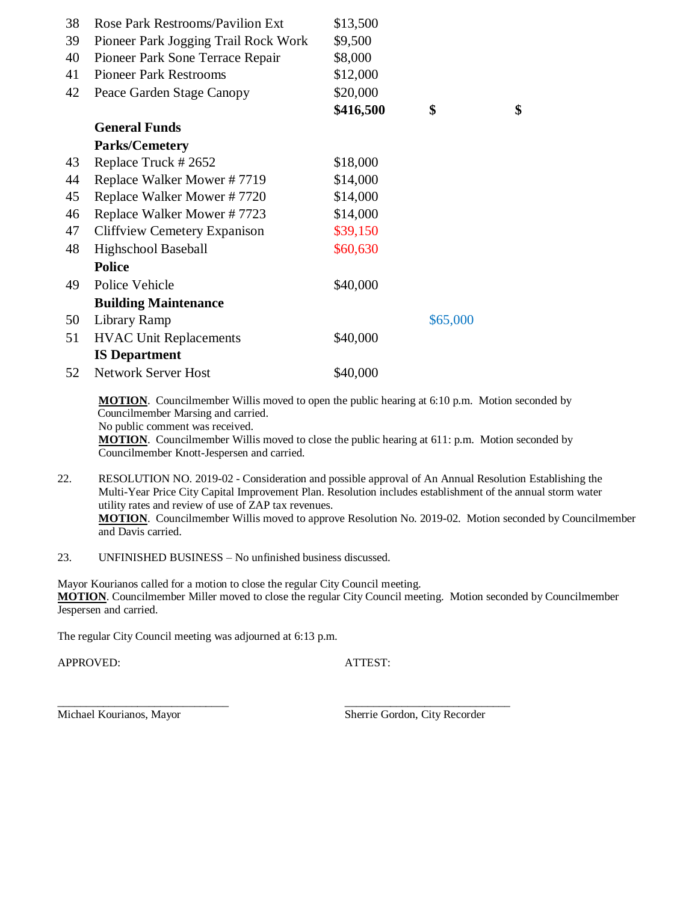| | | | | |
|---|---|---|---|---|
| 38 | Rose Park Restrooms/Pavilion Ext | $13,500 | | |
| 39 | Pioneer Park Jogging Trail Rock Work | $9,500 | | |
| 40 | Pioneer Park Sone Terrace Repair | $8,000 | | |
| 41 | Pioneer Park Restrooms | $12,000 | | |
| 42 | Peace Garden Stage Canopy | $20,000 | | |
| | | **$416,500** | **$** | **$** |
| | **General Funds** | | | |
| | **Parks/Cemetery** | | | |
| 43 | Replace Truck # 2652 | $18,000 | | |
| 44 | Replace Walker Mower # 7719 | $14,000 | | |
| 45 | Replace Walker Mower # 7720 | $14,000 | | |
| 46 | Replace Walker Mower # 7723 | $14,000 | | |
| 47 | Cliffview Cemetery Expanison | $39,150 | | |
| 48 | Highschool Baseball | $60,630 | | |
| | **Police** | | | |
| 49 | Police Vehicle | $40,000 | | |
| | **Building Maintenance** | | | |
| 50 | Library Ramp | | $65,000 | |
| 51 | HVAC Unit Replacements | $40,000 | | |
| | **IS Department** | | | |
| 52 | Network Server Host | $40,000 | | |

**MOTION**. Councilmember Willis moved to open the public hearing at 6:10 p.m. Motion seconded by Councilmember Marsing and carried.
No public comment was received.
**MOTION**. Councilmember Willis moved to close the public hearing at 611: p.m. Motion seconded by Councilmember Knott-Jespersen and carried.

22. RESOLUTION NO. 2019-02 - Consideration and possible approval of An Annual Resolution Establishing the Multi-Year Price City Capital Improvement Plan. Resolution includes establishment of the annual storm water utility rates and review of use of ZAP tax revenues.
**MOTION**. Councilmember Willis moved to approve Resolution No. 2019-02. Motion seconded by Councilmember and Davis carried.

23. UNFINISHED BUSINESS – No unfinished business discussed.

Mayor Kourianos called for a motion to close the regular City Council meeting.
**MOTION**. Councilmember Miller moved to close the regular City Council meeting. Motion seconded by Councilmember Jespersen and carried.

The regular City Council meeting was adjourned at 6:13 p.m.

APPROVED: ATTEST:

______________________________ ______________________________
Michael Kourianos, Mayor Sherrie Gordon, City Recorder